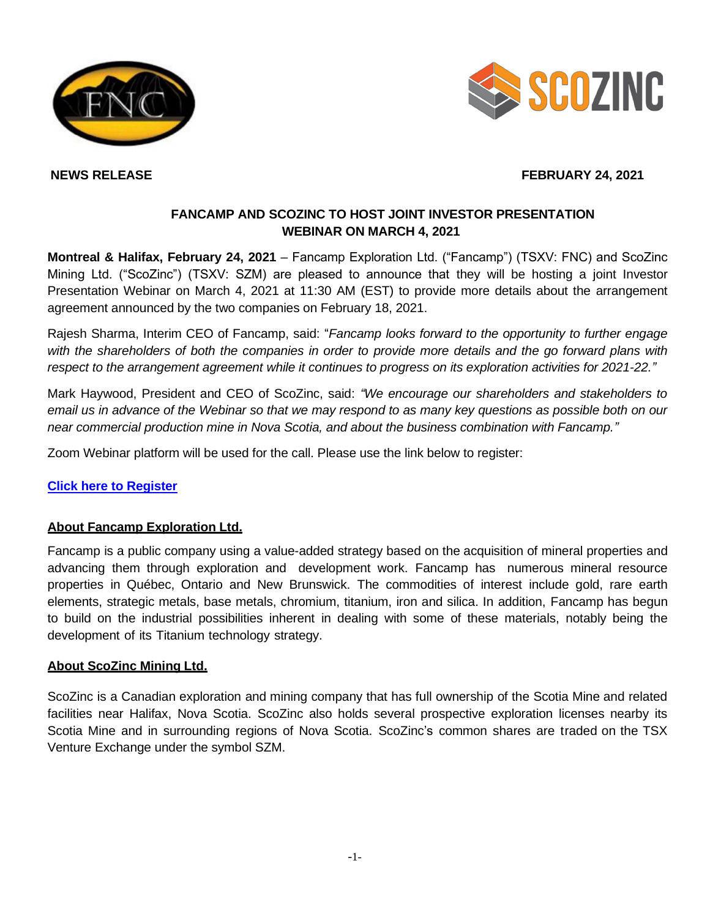**NEWS RELEASE** **FEBRUARY 24, 2021**

## FANCAMP AND SCOZINC TO HOST JOINT INVESTOR PRESENTATION WEBINAR ON MARCH 4, 2021

**Montreal & Halifax, February 24, 2021** – Fancamp Exploration Ltd. ("Fancamp") (TSXV: FNC) and ScoZinc Mining Ltd. ("ScoZinc") (TSXV: SZM) are pleased to announce that they will be hosting a joint Investor Presentation Webinar on March 4, 2021 at 11:30 AM (EST) to provide more details about the arrangement agreement announced by the two companies on February 18, 2021.

Rajesh Sharma, Interim CEO of Fancamp, said: "*Fancamp looks forward to the opportunity to further engage with the shareholders of both the companies in order to provide more details and the go forward plans with respect to the arrangement agreement while it continues to progress on its exploration activities for 2021-22.*"

Mark Haywood, President and CEO of ScoZinc, said: *"We encourage our shareholders and stakeholders to email us in advance of the Webinar so that we may respond to as many key questions as possible both on our near commercial production mine in Nova Scotia, and about the business combination with Fancamp."*

Zoom Webinar platform will be used for the call. Please use the link below to register:

**Click here to Register**

### About Fancamp Exploration Ltd.

Fancamp is a public company using a value-added strategy based on the acquisition of mineral properties and advancing them through exploration and development work. Fancamp has numerous mineral resource properties in Québec, Ontario and New Brunswick. The commodities of interest include gold, rare earth elements, strategic metals, base metals, chromium, titanium, iron and silica. In addition, Fancamp has begun to build on the industrial possibilities inherent in dealing with some of these materials, notably being the development of its Titanium technology strategy.

### About ScoZinc Mining Ltd.

ScoZinc is a Canadian exploration and mining company that has full ownership of the Scotia Mine and related facilities near Halifax, Nova Scotia. ScoZinc also holds several prospective exploration licenses nearby its Scotia Mine and in surrounding regions of Nova Scotia. ScoZinc's common shares are traded on the TSX Venture Exchange under the symbol SZM.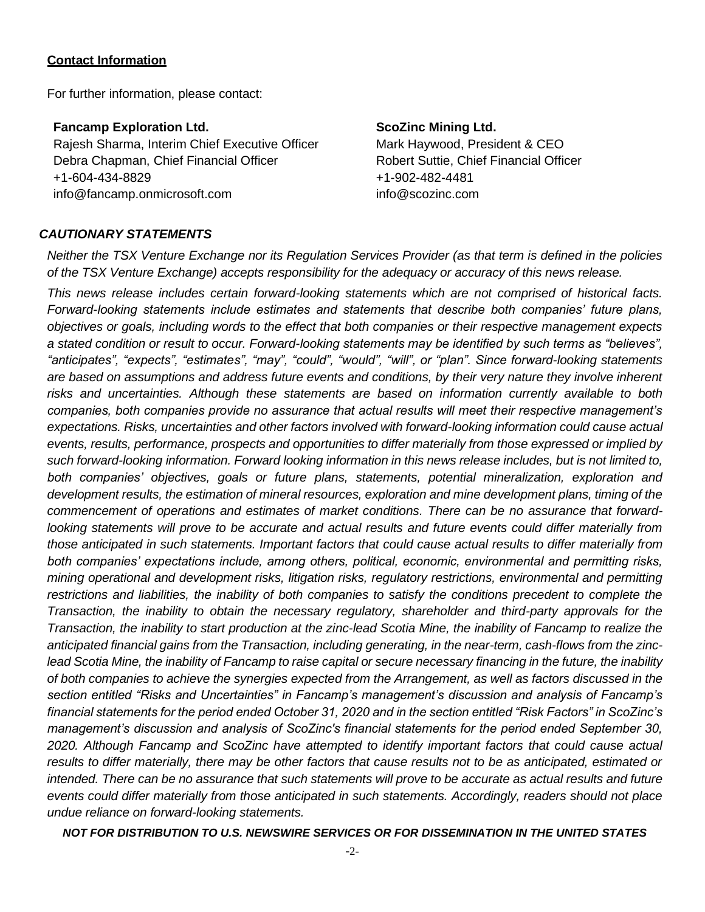**Contact Information**

For further information, please contact:

**Fancamp Exploration Ltd.**
Rajesh Sharma, Interim Chief Executive Officer
Debra Chapman, Chief Financial Officer
+1-604-434-8829
info@fancamp.onmicrosoft.com

**ScoZinc Mining Ltd.**
Mark Haywood, President & CEO
Robert Suttie, Chief Financial Officer
+1-902-482-4481
info@scozinc.com

***CAUTIONARY STATEMENTS***

*Neither the TSX Venture Exchange nor its Regulation Services Provider (as that term is defined in the policies of the TSX Venture Exchange) accepts responsibility for the adequacy or accuracy of this news release.*

*This news release includes certain forward-looking statements which are not comprised of historical facts. Forward-looking statements include estimates and statements that describe both companies' future plans, objectives or goals, including words to the effect that both companies or their respective management expects a stated condition or result to occur. Forward-looking statements may be identified by such terms as "believes", "anticipates", "expects", "estimates", "may", "could", "would", "will", or "plan". Since forward-looking statements are based on assumptions and address future events and conditions, by their very nature they involve inherent risks and uncertainties. Although these statements are based on information currently available to both companies, both companies provide no assurance that actual results will meet their respective management's expectations. Risks, uncertainties and other factors involved with forward-looking information could cause actual events, results, performance, prospects and opportunities to differ materially from those expressed or implied by such forward-looking information. Forward looking information in this news release includes, but is not limited to, both companies' objectives, goals or future plans, statements, potential mineralization, exploration and development results, the estimation of mineral resources, exploration and mine development plans, timing of the commencement of operations and estimates of market conditions. There can be no assurance that forward-looking statements will prove to be accurate and actual results and future events could differ materially from those anticipated in such statements. Important factors that could cause actual results to differ materially from both companies' expectations include, among others, political, economic, environmental and permitting risks, mining operational and development risks, litigation risks, regulatory restrictions, environmental and permitting restrictions and liabilities, the inability of both companies to satisfy the conditions precedent to complete the Transaction, the inability to obtain the necessary regulatory, shareholder and third-party approvals for the Transaction, the inability to start production at the zinc-lead Scotia Mine, the inability of Fancamp to realize the anticipated financial gains from the Transaction, including generating, in the near-term, cash-flows from the zinc-lead Scotia Mine, the inability of Fancamp to raise capital or secure necessary financing in the future, the inability of both companies to achieve the synergies expected from the Arrangement, as well as factors discussed in the section entitled "Risks and Uncertainties" in Fancamp's management's discussion and analysis of Fancamp's financial statements for the period ended October 31, 2020 and in the section entitled "Risk Factors" in ScoZinc's management's discussion and analysis of ScoZinc's financial statements for the period ended September 30, 2020. Although Fancamp and ScoZinc have attempted to identify important factors that could cause actual results to differ materially, there may be other factors that cause results not to be as anticipated, estimated or intended. There can be no assurance that such statements will prove to be accurate as actual results and future events could differ materially from those anticipated in such statements. Accordingly, readers should not place undue reliance on forward-looking statements.*

***NOT FOR DISTRIBUTION TO U.S. NEWSWIRE SERVICES OR FOR DISSEMINATION IN THE UNITED STATES***